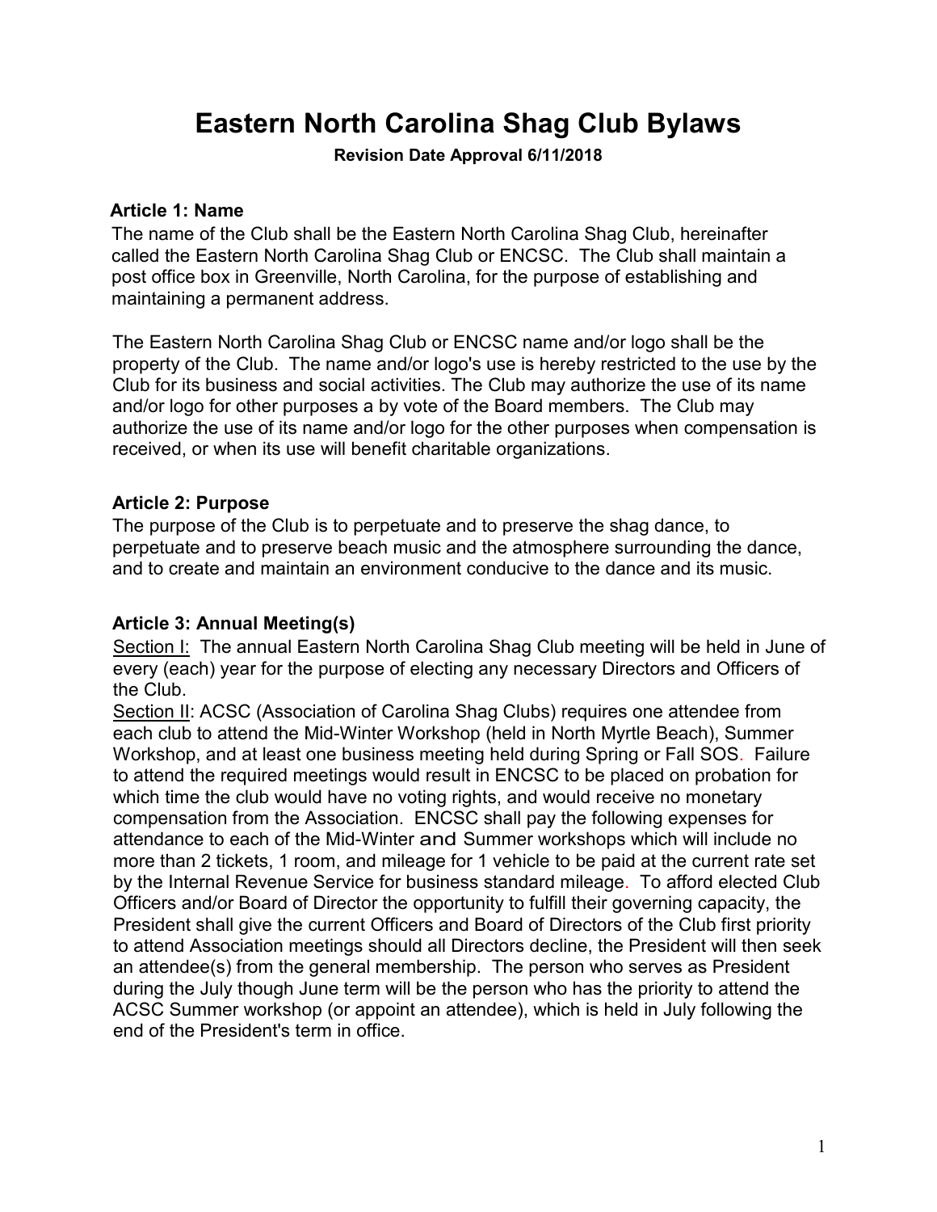# Eastern North Carolina Shag Club Bylaws

**Revision Date Approval 6/11/2018**

### Article 1: Name

The name of the Club shall be the Eastern North Carolina Shag Club, hereinafter called the Eastern North Carolina Shag Club or ENCSC. The Club shall maintain a post office box in Greenville, North Carolina, for the purpose of establishing and maintaining a permanent address.

The Eastern North Carolina Shag Club or ENCSC name and/or logo shall be the property of the Club. The name and/or logo's use is hereby restricted to the use by the Club for its business and social activities. The Club may authorize the use of its name and/or logo for other purposes a by vote of the Board members. The Club may authorize the use of its name and/or logo for the other purposes when compensation is received, or when its use will benefit charitable organizations.

### Article 2: Purpose

The purpose of the Club is to perpetuate and to preserve the shag dance, to perpetuate and to preserve beach music and the atmosphere surrounding the dance, and to create and maintain an environment conducive to the dance and its music.

### Article 3: Annual Meeting(s)

Section I: The annual Eastern North Carolina Shag Club meeting will be held in June of every (each) year for the purpose of electing any necessary Directors and Officers of the Club.

Section II: ACSC (Association of Carolina Shag Clubs) requires one attendee from each club to attend the Mid-Winter Workshop (held in North Myrtle Beach), Summer Workshop, and at least one business meeting held during Spring or Fall SOS. Failure to attend the required meetings would result in ENCSC to be placed on probation for which time the club would have no voting rights, and would receive no monetary compensation from the Association. ENCSC shall pay the following expenses for attendance to each of the Mid-Winter and Summer workshops which will include no more than 2 tickets, 1 room, and mileage for 1 vehicle to be paid at the current rate set by the Internal Revenue Service for business standard mileage. To afford elected Club Officers and/or Board of Director the opportunity to fulfill their governing capacity, the President shall give the current Officers and Board of Directors of the Club first priority to attend Association meetings should all Directors decline, the President will then seek an attendee(s) from the general membership. The person who serves as President during the July though June term will be the person who has the priority to attend the ACSC Summer workshop (or appoint an attendee), which is held in July following the end of the President's term in office.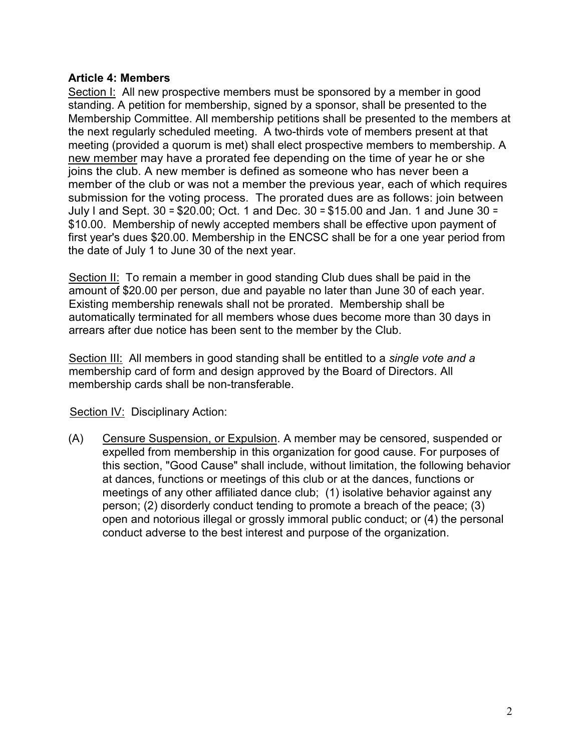**Article 4: Members**

Section I: All new prospective members must be sponsored by a member in good standing. A petition for membership, signed by a sponsor, shall be presented to the Membership Committee. All membership petitions shall be presented to the members at the next regularly scheduled meeting. A two-thirds vote of members present at that meeting (provided a quorum is met) shall elect prospective members to membership. A new member may have a prorated fee depending on the time of year he or she joins the club. A new member is defined as someone who has never been a member of the club or was not a member the previous year, each of which requires submission for the voting process. The prorated dues are as follows: join between July I and Sept. 30 = $20.00; Oct. 1 and Dec. 30 = $15.00 and Jan. 1 and June 30 = $10.00. Membership of newly accepted members shall be effective upon payment of first year's dues $20.00. Membership in the ENCSC shall be for a one year period from the date of July 1 to June 30 of the next year.

Section II: To remain a member in good standing Club dues shall be paid in the amount of $20.00 per person, due and payable no later than June 30 of each year. Existing membership renewals shall not be prorated. Membership shall be automatically terminated for all members whose dues become more than 30 days in arrears after due notice has been sent to the member by the Club.

Section III: All members in good standing shall be entitled to a *single vote and a* membership card of form and design approved by the Board of Directors. All membership cards shall be non-transferable.

Section IV: Disciplinary Action:

(A) Censure Suspension, or Expulsion. A member may be censored, suspended or expelled from membership in this organization for good cause. For purposes of this section, "Good Cause" shall include, without limitation, the following behavior at dances, functions or meetings of this club or at the dances, functions or meetings of any other affiliated dance club; (1) isolative behavior against any person; (2) disorderly conduct tending to promote a breach of the peace; (3) open and notorious illegal or grossly immoral public conduct; or (4) the personal conduct adverse to the best interest and purpose of the organization.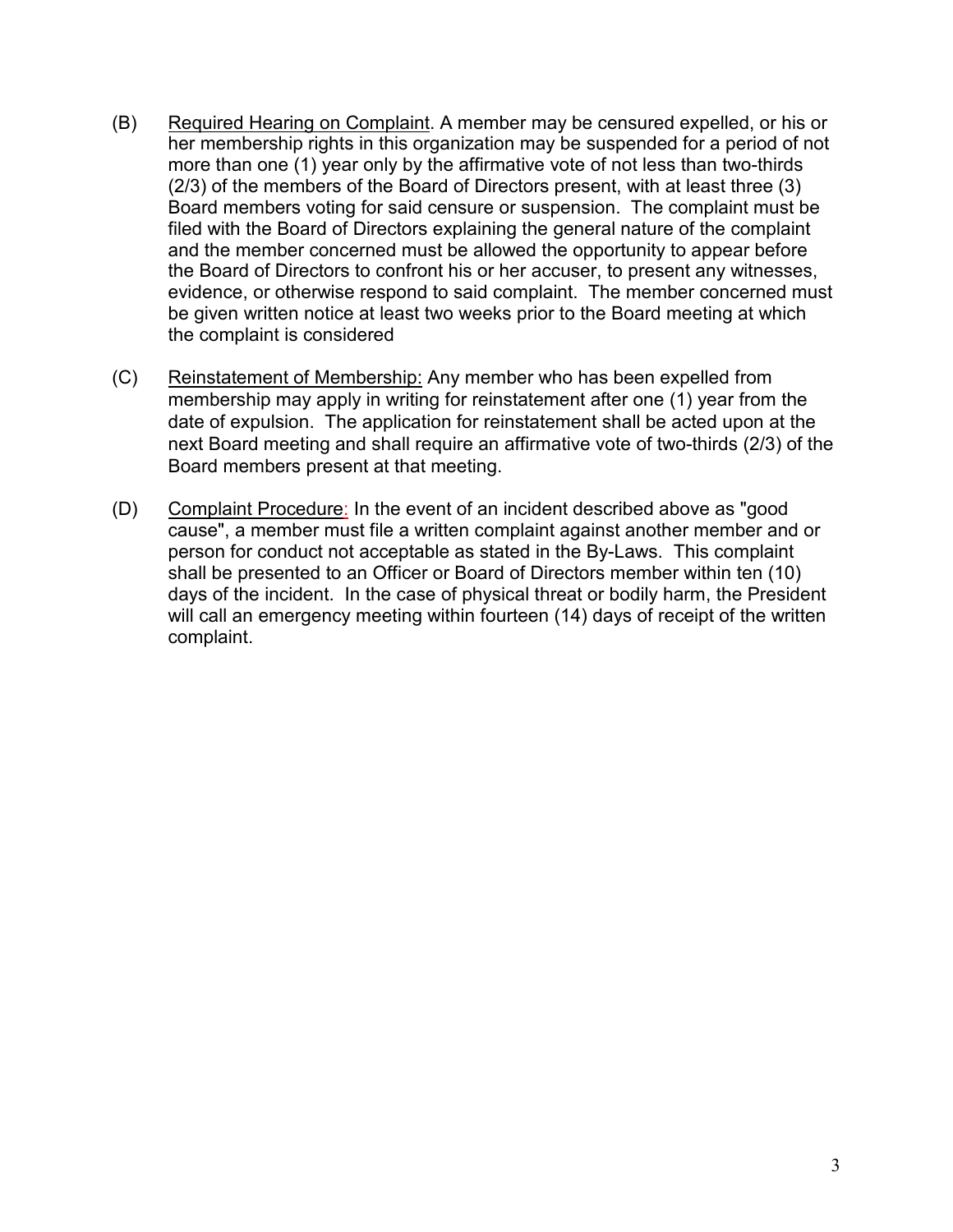(B) Required Hearing on Complaint. A member may be censured expelled, or his or her membership rights in this organization may be suspended for a period of not more than one (1) year only by the affirmative vote of not less than two-thirds (2/3) of the members of the Board of Directors present, with at least three (3) Board members voting for said censure or suspension. The complaint must be filed with the Board of Directors explaining the general nature of the complaint and the member concerned must be allowed the opportunity to appear before the Board of Directors to confront his or her accuser, to present any witnesses, evidence, or otherwise respond to said complaint. The member concerned must be given written notice at least two weeks prior to the Board meeting at which the complaint is considered

(C) Reinstatement of Membership: Any member who has been expelled from membership may apply in writing for reinstatement after one (1) year from the date of expulsion. The application for reinstatement shall be acted upon at the next Board meeting and shall require an affirmative vote of two-thirds (2/3) of the Board members present at that meeting.

(D) Complaint Procedure: In the event of an incident described above as "good cause", a member must file a written complaint against another member and or person for conduct not acceptable as stated in the By-Laws. This complaint shall be presented to an Officer or Board of Directors member within ten (10) days of the incident. In the case of physical threat or bodily harm, the President will call an emergency meeting within fourteen (14) days of receipt of the written complaint.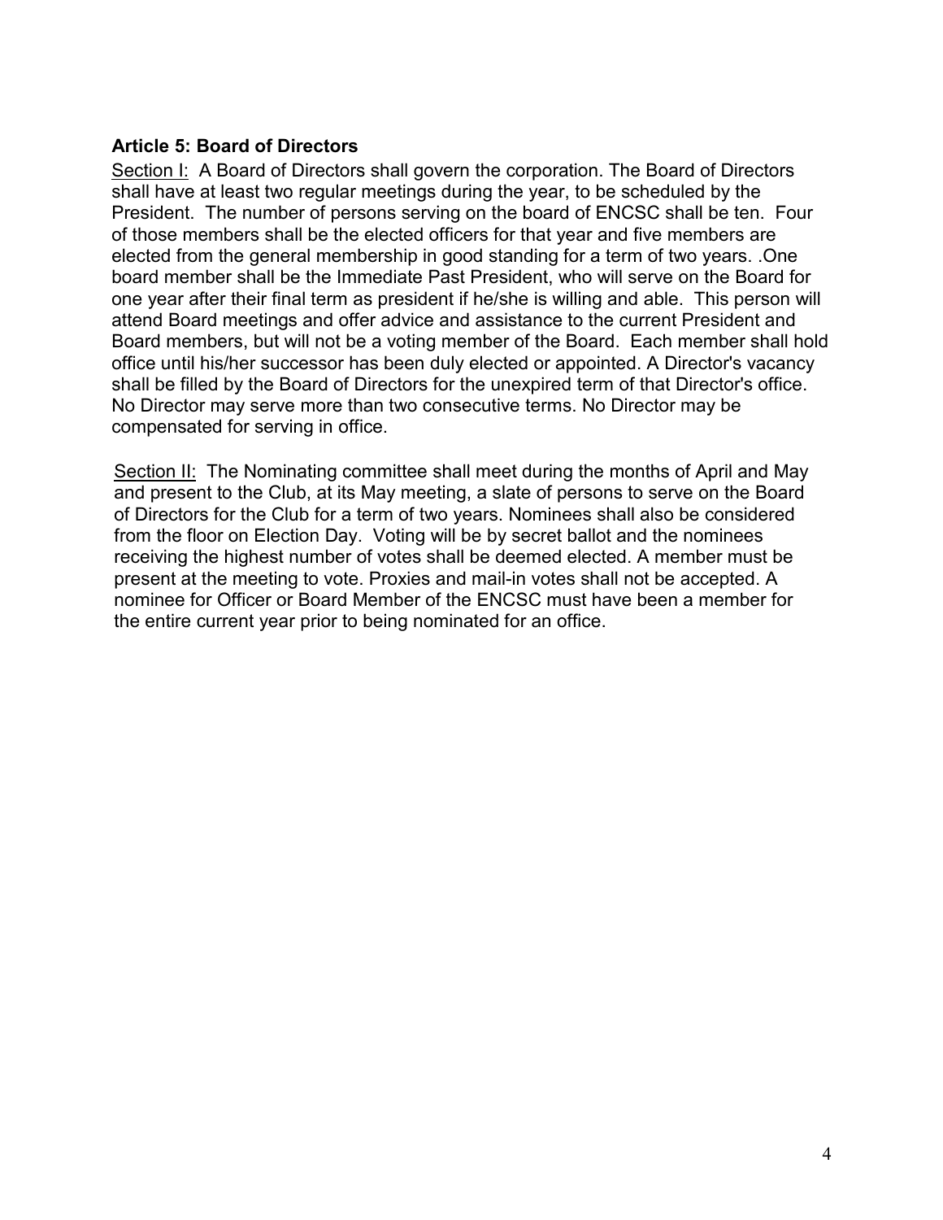**Article 5: Board of Directors**

Section I: A Board of Directors shall govern the corporation. The Board of Directors shall have at least two regular meetings during the year, to be scheduled by the President. The number of persons serving on the board of ENCSC shall be ten. Four of those members shall be the elected officers for that year and five members are elected from the general membership in good standing for a term of two years. .One board member shall be the Immediate Past President, who will serve on the Board for one year after their final term as president if he/she is willing and able. This person will attend Board meetings and offer advice and assistance to the current President and Board members, but will not be a voting member of the Board. Each member shall hold office until his/her successor has been duly elected or appointed. A Director's vacancy shall be filled by the Board of Directors for the unexpired term of that Director's office. No Director may serve more than two consecutive terms. No Director may be compensated for serving in office.

Section II: The Nominating committee shall meet during the months of April and May and present to the Club, at its May meeting, a slate of persons to serve on the Board of Directors for the Club for a term of two years. Nominees shall also be considered from the floor on Election Day. Voting will be by secret ballot and the nominees receiving the highest number of votes shall be deemed elected. A member must be present at the meeting to vote. Proxies and mail-in votes shall not be accepted. A nominee for Officer or Board Member of the ENCSC must have been a member for the entire current year prior to being nominated for an office.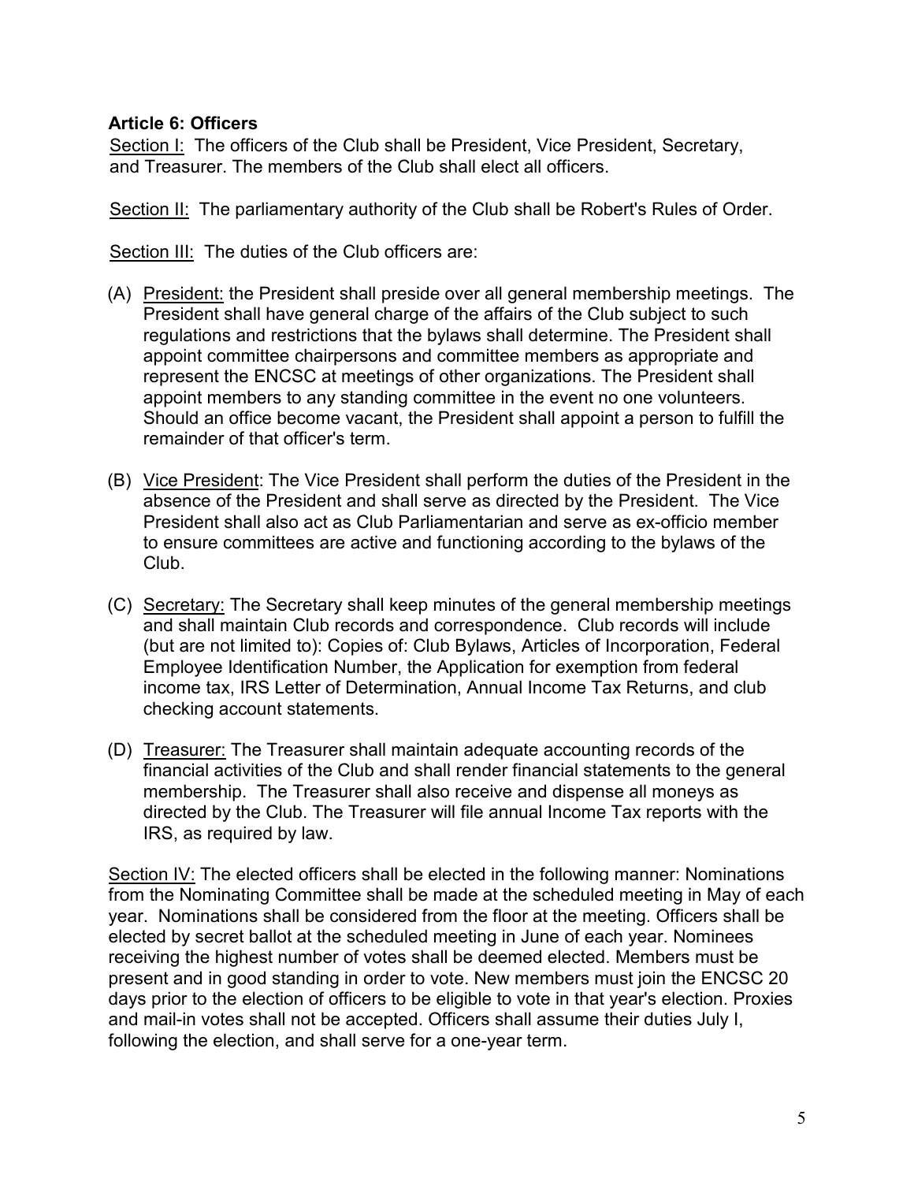**Article 6: Officers**

Section I: The officers of the Club shall be President, Vice President, Secretary, and Treasurer. The members of the Club shall elect all officers.

Section II: The parliamentary authority of the Club shall be Robert's Rules of Order.

Section III: The duties of the Club officers are:

(A) President: the President shall preside over all general membership meetings. The President shall have general charge of the affairs of the Club subject to such regulations and restrictions that the bylaws shall determine. The President shall appoint committee chairpersons and committee members as appropriate and represent the ENCSC at meetings of other organizations. The President shall appoint members to any standing committee in the event no one volunteers. Should an office become vacant, the President shall appoint a person to fulfill the remainder of that officer's term.

(B) Vice President: The Vice President shall perform the duties of the President in the absence of the President and shall serve as directed by the President. The Vice President shall also act as Club Parliamentarian and serve as ex-officio member to ensure committees are active and functioning according to the bylaws of the Club.

(C) Secretary: The Secretary shall keep minutes of the general membership meetings and shall maintain Club records and correspondence. Club records will include (but are not limited to): Copies of: Club Bylaws, Articles of Incorporation, Federal Employee Identification Number, the Application for exemption from federal income tax, IRS Letter of Determination, Annual Income Tax Returns, and club checking account statements.

(D) Treasurer: The Treasurer shall maintain adequate accounting records of the financial activities of the Club and shall render financial statements to the general membership. The Treasurer shall also receive and dispense all moneys as directed by the Club. The Treasurer will file annual Income Tax reports with the IRS, as required by law.

Section IV: The elected officers shall be elected in the following manner: Nominations from the Nominating Committee shall be made at the scheduled meeting in May of each year. Nominations shall be considered from the floor at the meeting. Officers shall be elected by secret ballot at the scheduled meeting in June of each year. Nominees receiving the highest number of votes shall be deemed elected. Members must be present and in good standing in order to vote. New members must join the ENCSC 20 days prior to the election of officers to be eligible to vote in that year's election. Proxies and mail-in votes shall not be accepted. Officers shall assume their duties July I, following the election, and shall serve for a one-year term.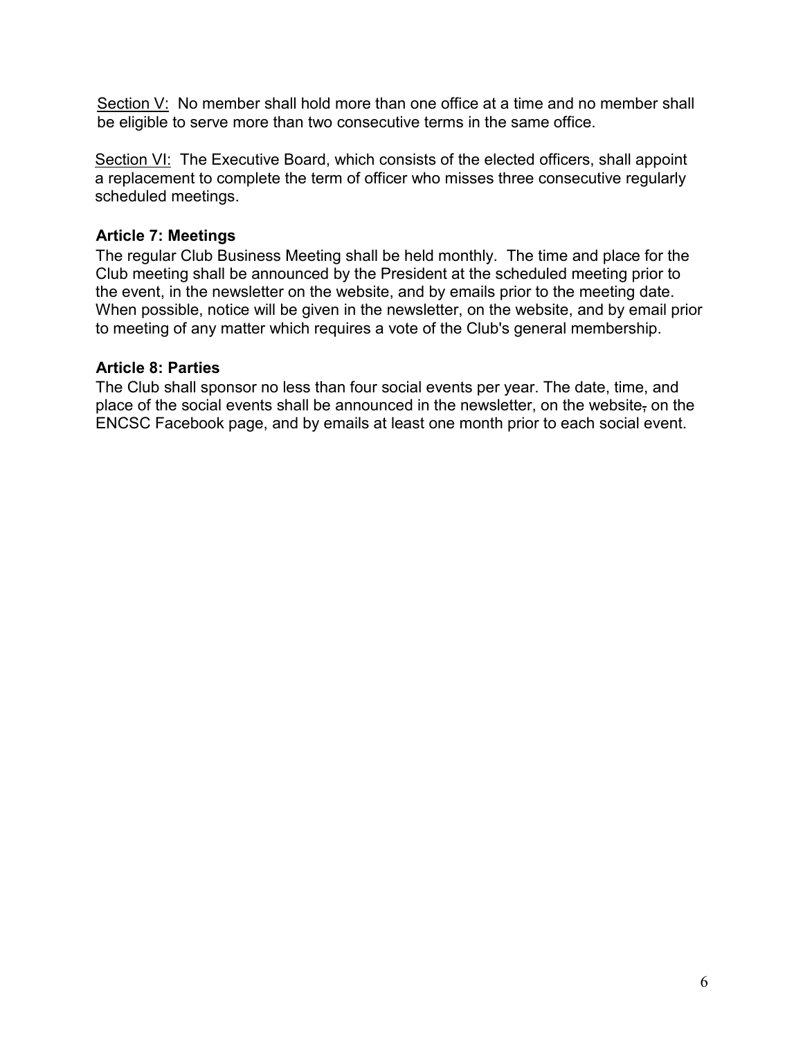Section V: No member shall hold more than one office at a time and no member shall be eligible to serve more than two consecutive terms in the same office.

Section VI: The Executive Board, which consists of the elected officers, shall appoint a replacement to complete the term of officer who misses three consecutive regularly scheduled meetings.

**Article 7: Meetings**

The regular Club Business Meeting shall be held monthly. The time and place for the Club meeting shall be announced by the President at the scheduled meeting prior to the event, in the newsletter on the website, and by emails prior to the meeting date. When possible, notice will be given in the newsletter, on the website, and by email prior to meeting of any matter which requires a vote of the Club's general membership.

**Article 8: Parties**

The Club shall sponsor no less than four social events per year. The date, time, and place of the social events shall be announced in the newsletter, on the website, on the ENCSC Facebook page, and by emails at least one month prior to each social event.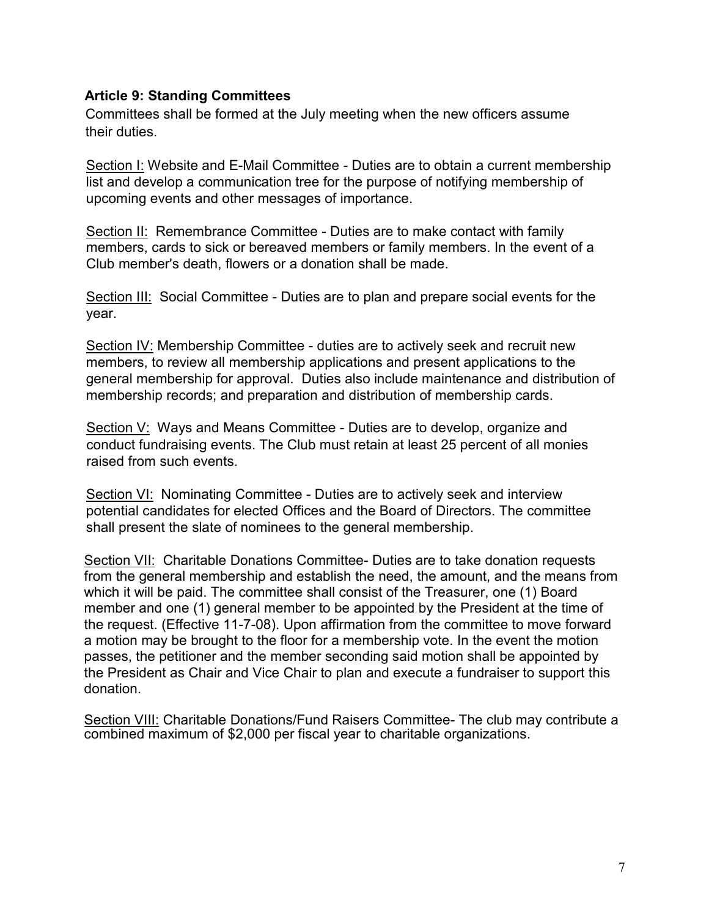**Article 9: Standing Committees**

Committees shall be formed at the July meeting when the new officers assume their duties.

Section I: Website and E-Mail Committee - Duties are to obtain a current membership list and develop a communication tree for the purpose of notifying membership of upcoming events and other messages of importance.

Section II: Remembrance Committee - Duties are to make contact with family members, cards to sick or bereaved members or family members. In the event of a Club member's death, flowers or a donation shall be made.

Section III: Social Committee - Duties are to plan and prepare social events for the year.

Section IV: Membership Committee - duties are to actively seek and recruit new members, to review all membership applications and present applications to the general membership for approval. Duties also include maintenance and distribution of membership records; and preparation and distribution of membership cards.

Section V: Ways and Means Committee - Duties are to develop, organize and conduct fundraising events. The Club must retain at least 25 percent of all monies raised from such events.

Section VI: Nominating Committee - Duties are to actively seek and interview potential candidates for elected Offices and the Board of Directors. The committee shall present the slate of nominees to the general membership.

Section VII: Charitable Donations Committee- Duties are to take donation requests from the general membership and establish the need, the amount, and the means from which it will be paid. The committee shall consist of the Treasurer, one (1) Board member and one (1) general member to be appointed by the President at the time of the request. (Effective 11-7-08). Upon affirmation from the committee to move forward a motion may be brought to the floor for a membership vote. In the event the motion passes, the petitioner and the member seconding said motion shall be appointed by the President as Chair and Vice Chair to plan and execute a fundraiser to support this donation.

Section VIII: Charitable Donations/Fund Raisers Committee- The club may contribute a combined maximum of $2,000 per fiscal year to charitable organizations.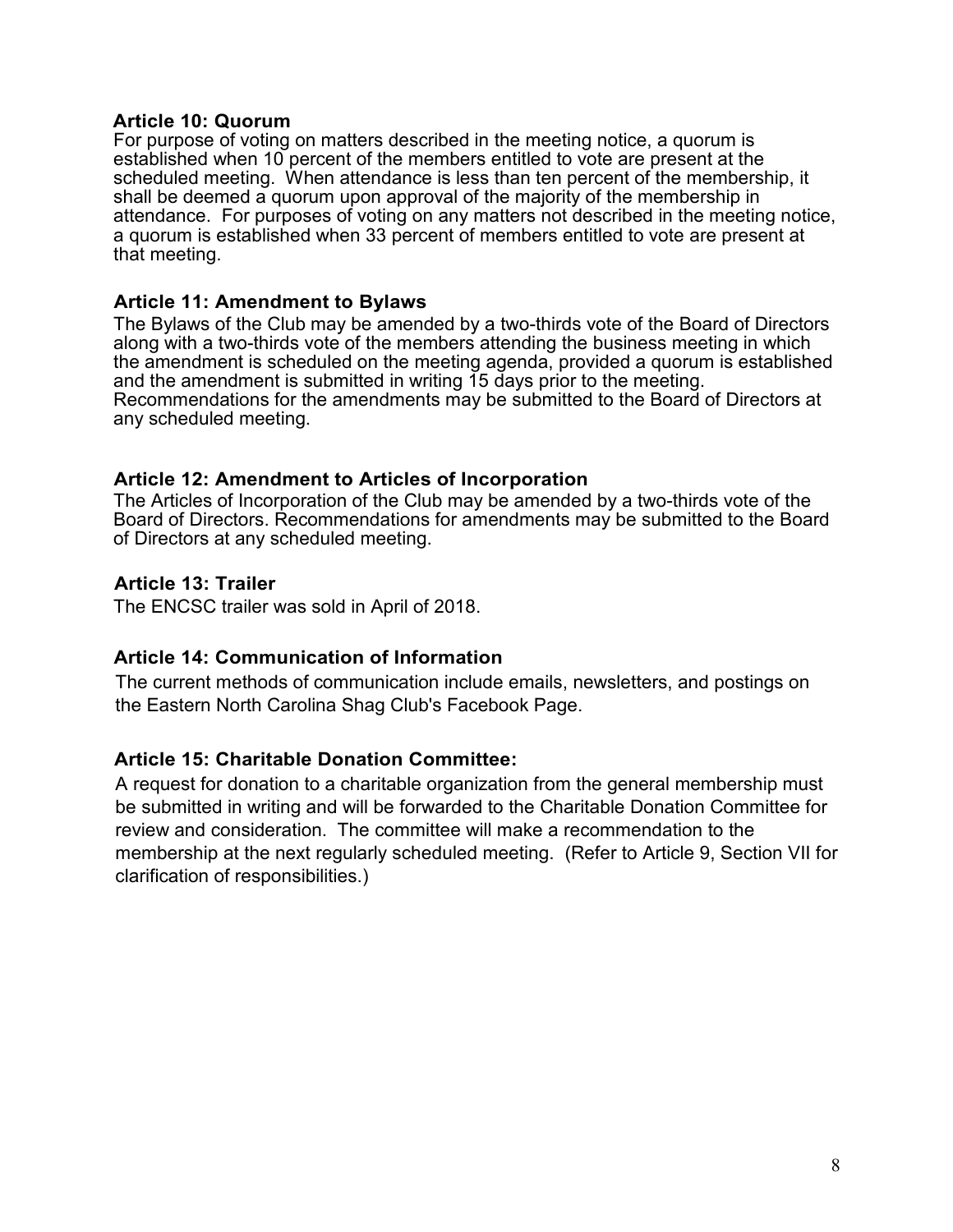### Article 10: Quorum

For purpose of voting on matters described in the meeting notice, a quorum is established when 10 percent of the members entitled to vote are present at the scheduled meeting. When attendance is less than ten percent of the membership, it shall be deemed a quorum upon approval of the majority of the membership in attendance. For purposes of voting on any matters not described in the meeting notice, a quorum is established when 33 percent of members entitled to vote are present at that meeting.

### Article 11: Amendment to Bylaws

The Bylaws of the Club may be amended by a two-thirds vote of the Board of Directors along with a two-thirds vote of the members attending the business meeting in which the amendment is scheduled on the meeting agenda, provided a quorum is established and the amendment is submitted in writing 15 days prior to the meeting. Recommendations for the amendments may be submitted to the Board of Directors at any scheduled meeting.

### Article 12: Amendment to Articles of Incorporation

The Articles of Incorporation of the Club may be amended by a two-thirds vote of the Board of Directors. Recommendations for amendments may be submitted to the Board of Directors at any scheduled meeting.

### Article 13: Trailer

The ENCSC trailer was sold in April of 2018.

### Article 14: Communication of Information

The current methods of communication include emails, newsletters, and postings on the Eastern North Carolina Shag Club's Facebook Page.

### Article 15: Charitable Donation Committee:

A request for donation to a charitable organization from the general membership must be submitted in writing and will be forwarded to the Charitable Donation Committee for review and consideration. The committee will make a recommendation to the membership at the next regularly scheduled meeting. (Refer to Article 9, Section VII for clarification of responsibilities.)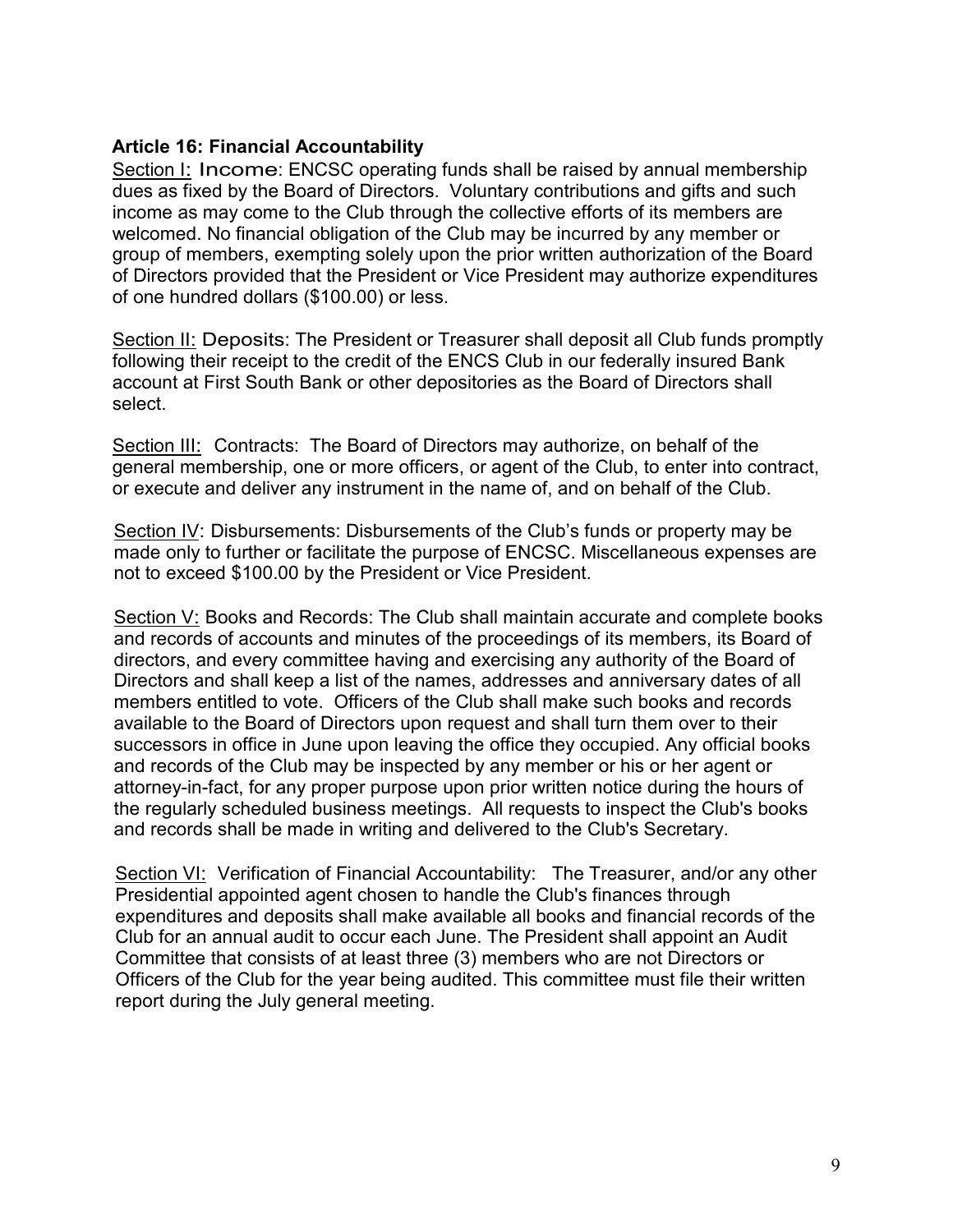**Article 16: Financial Accountability**

Section I: Income: ENCSC operating funds shall be raised by annual membership dues as fixed by the Board of Directors. Voluntary contributions and gifts and such income as may come to the Club through the collective efforts of its members are welcomed. No financial obligation of the Club may be incurred by any member or group of members, exempting solely upon the prior written authorization of the Board of Directors provided that the President or Vice President may authorize expenditures of one hundred dollars ($100.00) or less.

Section II: Deposits: The President or Treasurer shall deposit all Club funds promptly following their receipt to the credit of the ENCS Club in our federally insured Bank account at First South Bank or other depositories as the Board of Directors shall select.

Section III: Contracts: The Board of Directors may authorize, on behalf of the general membership, one or more officers, or agent of the Club, to enter into contract, or execute and deliver any instrument in the name of, and on behalf of the Club.

Section IV: Disbursements: Disbursements of the Club's funds or property may be made only to further or facilitate the purpose of ENCSC. Miscellaneous expenses are not to exceed $100.00 by the President or Vice President.

Section V: Books and Records: The Club shall maintain accurate and complete books and records of accounts and minutes of the proceedings of its members, its Board of directors, and every committee having and exercising any authority of the Board of Directors and shall keep a list of the names, addresses and anniversary dates of all members entitled to vote. Officers of the Club shall make such books and records available to the Board of Directors upon request and shall turn them over to their successors in office in June upon leaving the office they occupied. Any official books and records of the Club may be inspected by any member or his or her agent or attorney-in-fact, for any proper purpose upon prior written notice during the hours of the regularly scheduled business meetings. All requests to inspect the Club's books and records shall be made in writing and delivered to the Club's Secretary.

Section VI: Verification of Financial Accountability: The Treasurer, and/or any other Presidential appointed agent chosen to handle the Club's finances through expenditures and deposits shall make available all books and financial records of the Club for an annual audit to occur each June. The President shall appoint an Audit Committee that consists of at least three (3) members who are not Directors or Officers of the Club for the year being audited. This committee must file their written report during the July general meeting.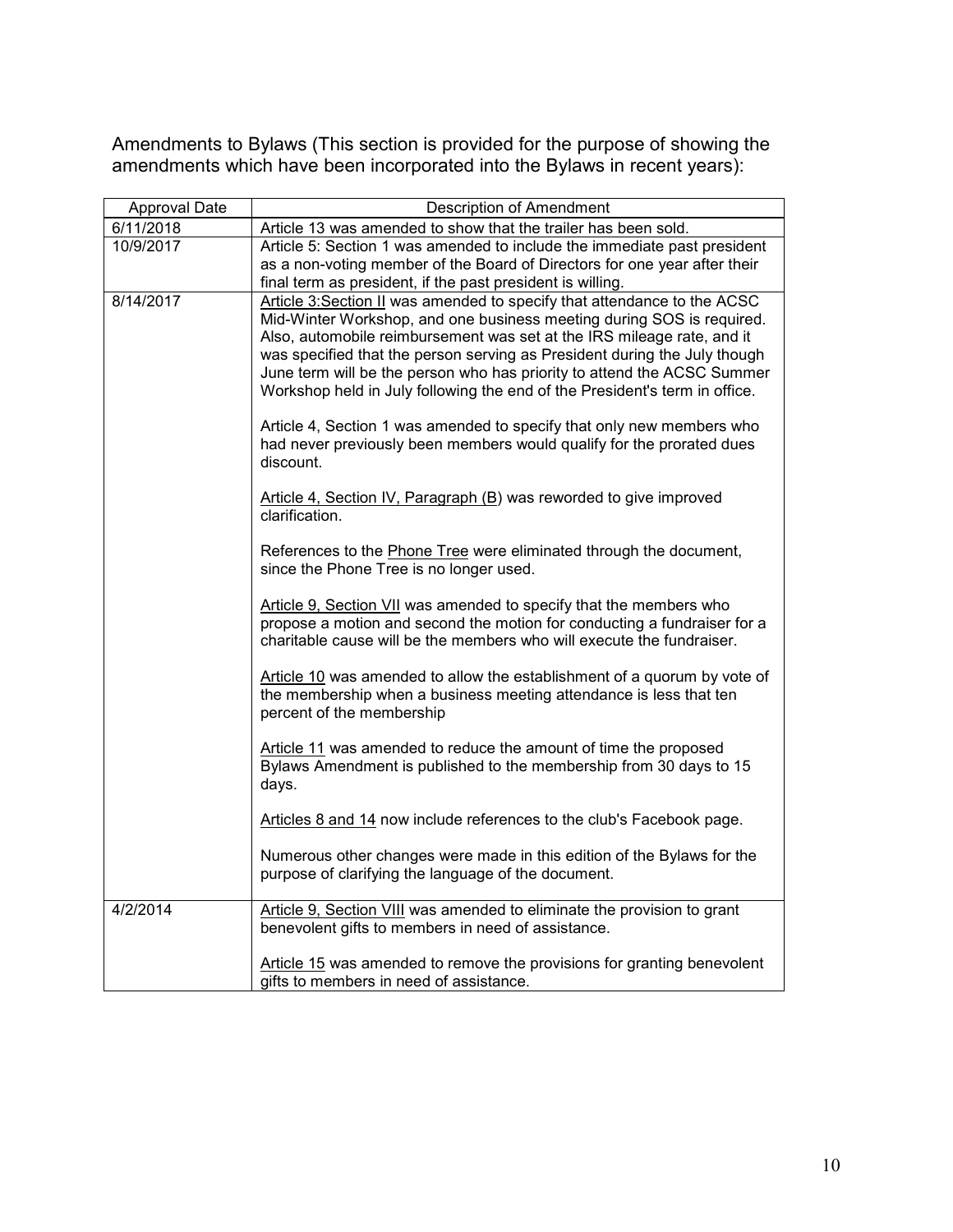Amendments to Bylaws (This section is provided for the purpose of showing the amendments which have been incorporated into the Bylaws in recent years):

| Approval Date | Description of Amendment |
|---|---|
| 6/11/2018 | Article 13 was amended to show that the trailer has been sold. |
| 10/9/2017 | Article 5: Section 1 was amended to include the immediate past president as a non-voting member of the Board of Directors for one year after their final term as president, if the past president is willing. |
| 8/14/2017 | <u>Article 3:Section II</u> was amended to specify that attendance to the ACSC Mid-Winter Workshop, and one business meeting during SOS is required. Also, automobile reimbursement was set at the IRS mileage rate, and it was specified that the person serving as President during the July though June term will be the person who has priority to attend the ACSC Summer Workshop held in July following the end of the President's term in office.<br><br>Article 4, Section 1 was amended to specify that only new members who had never previously been members would qualify for the prorated dues discount.<br><br><u>Article 4, Section IV, Paragraph (B</u>) was reworded to give improved clarification.<br><br>References to the <u>Phone Tree</u> were eliminated through the document, since the Phone Tree is no longer used.<br><br><u>Article 9, Section VII</u> was amended to specify that the members who propose a motion and second the motion for conducting a fundraiser for a charitable cause will be the members who will execute the fundraiser.<br><br><u>Article 10</u> was amended to allow the establishment of a quorum by vote of the membership when a business meeting attendance is less that ten percent of the membership<br><br><u>Article 11</u> was amended to reduce the amount of time the proposed Bylaws Amendment is published to the membership from 30 days to 15 days.<br><br><u>Articles 8 and 14</u> now include references to the club's Facebook page.<br><br>Numerous other changes were made in this edition of the Bylaws for the purpose of clarifying the language of the document. |
| 4/2/2014 | <u>Article 9, Section VIII</u> was amended to eliminate the provision to grant benevolent gifts to members in need of assistance.<br><br><u>Article 15</u> was amended to remove the provisions for granting benevolent gifts to members in need of assistance. |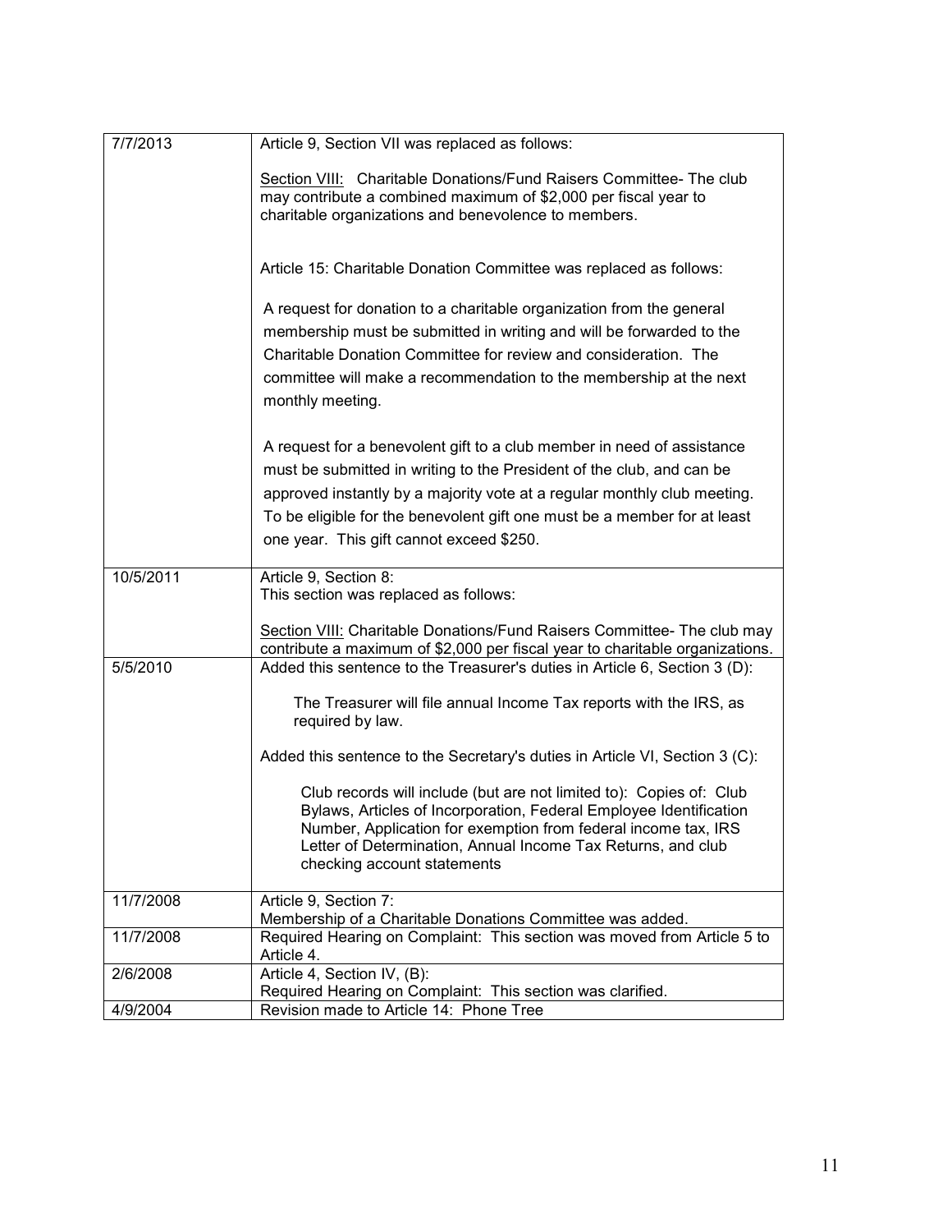| | |
|---|---|
| 7/7/2013 | Article 9, Section VII was replaced as follows:<br><br><u>Section VIII:</u> Charitable Donations/Fund Raisers Committee- The club may contribute a combined maximum of $2,000 per fiscal year to charitable organizations and benevolence to members.<br><br>Article 15: Charitable Donation Committee was replaced as follows:<br><br>A request for donation to a charitable organization from the general membership must be submitted in writing and will be forwarded to the Charitable Donation Committee for review and consideration. The committee will make a recommendation to the membership at the next monthly meeting.<br><br>A request for a benevolent gift to a club member in need of assistance must be submitted in writing to the President of the club, and can be approved instantly by a majority vote at a regular monthly club meeting. To be eligible for the benevolent gift one must be a member for at least one year. This gift cannot exceed $250. |
| 10/5/2011 | Article 9, Section 8:<br>This section was replaced as follows:<br><br><u>Section VIII:</u> Charitable Donations/Fund Raisers Committee- The club may contribute a maximum of $2,000 per fiscal year to charitable organizations. |
| 5/5/2010 | Added this sentence to the Treasurer's duties in Article 6, Section 3 (D):<br><br>The Treasurer will file annual Income Tax reports with the IRS, as required by law.<br><br>Added this sentence to the Secretary's duties in Article VI, Section 3 (C):<br><br>Club records will include (but are not limited to): Copies of: Club Bylaws, Articles of Incorporation, Federal Employee Identification Number, Application for exemption from federal income tax, IRS Letter of Determination, Annual Income Tax Returns, and club checking account statements |
| 11/7/2008 | Article 9, Section 7:<br>Membership of a Charitable Donations Committee was added. |
| 11/7/2008 | Required Hearing on Complaint: This section was moved from Article 5 to Article 4. |
| 2/6/2008 | Article 4, Section IV, (B):<br>Required Hearing on Complaint: This section was clarified. |
| 4/9/2004 | Revision made to Article 14: Phone Tree |